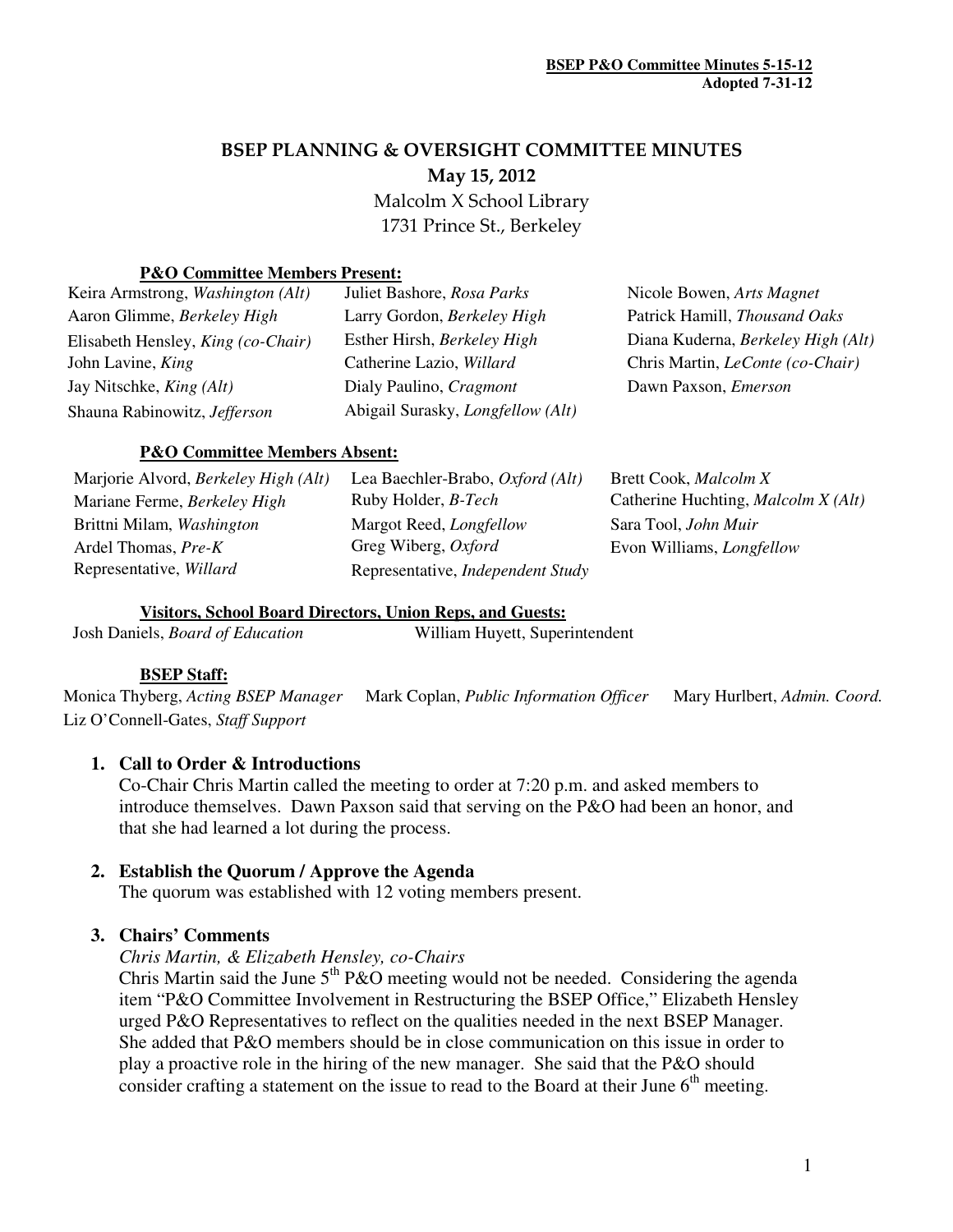**BSEP P&O Committee Minutes 5-15-12**
**Adopted 7-31-12**

# BSEP PLANNING & OVERSIGHT COMMITTEE MINUTES

**May 15, 2012**

Malcolm X School Library
1731 Prince St., Berkeley

### P&O Committee Members Present:

| | | |
|---|---|---|
| Keira Armstrong, *Washington (Alt)* | Juliet Bashore, *Rosa Parks* | Nicole Bowen, *Arts Magnet* |
| Aaron Glimme, *Berkeley High* | Larry Gordon, *Berkeley High* | Patrick Hamill, *Thousand Oaks* |
| Elisabeth Hensley, *King (co-Chair)* | Esther Hirsh, *Berkeley High* | Diana Kuderna, *Berkeley High (Alt)* |
| John Lavine, *King* | Catherine Lazio, *Willard* | Chris Martin, *LeConte (co-Chair)* |
| Jay Nitschke, *King (Alt)* | Dialy Paulino, *Cragmont* | Dawn Paxson, *Emerson* |
| Shauna Rabinowitz, *Jefferson* | Abigail Surasky, *Longfellow (Alt)* | |

### P&O Committee Members Absent:

| | | |
|---|---|---|
| Marjorie Alvord, *Berkeley High (Alt)* | Lea Baechler-Brabo, *Oxford (Alt)* | Brett Cook, *Malcolm X* |
| Mariane Ferme, *Berkeley High* | Ruby Holder, *B-Tech* | Catherine Huchting, *Malcolm X (Alt)* |
| Brittni Milam, *Washington* | Margot Reed, *Longfellow* | Sara Tool, *John Muir* |
| Ardel Thomas, *Pre-K* | Greg Wiberg, *Oxford* | Evon Williams, *Longfellow* |
| Representative, *Willard* | Representative, *Independent Study* | |

### Visitors, School Board Directors, Union Reps, and Guests:

Josh Daniels, *Board of Education* William Huyett, Superintendent

### BSEP Staff:

Monica Thyberg, *Acting BSEP Manager* Mark Coplan, *Public Information Officer* Mary Hurlbert, *Admin. Coord.* Liz O'Connell-Gates, *Staff Support*

1. **Call to Order & Introductions**
   Co-Chair Chris Martin called the meeting to order at 7:20 p.m. and asked members to introduce themselves. Dawn Paxson said that serving on the P&O had been an honor, and that she had learned a lot during the process.

2. **Establish the Quorum / Approve the Agenda**
   The quorum was established with 12 voting members present.

3. **Chairs' Comments**
   *Chris Martin, & Elizabeth Hensley, co-Chairs*
   Chris Martin said the June 5th P&O meeting would not be needed. Considering the agenda item "P&O Committee Involvement in Restructuring the BSEP Office," Elizabeth Hensley urged P&O Representatives to reflect on the qualities needed in the next BSEP Manager. She added that P&O members should be in close communication on this issue in order to play a proactive role in the hiring of the new manager. She said that the P&O should consider crafting a statement on the issue to read to the Board at their June 6th meeting.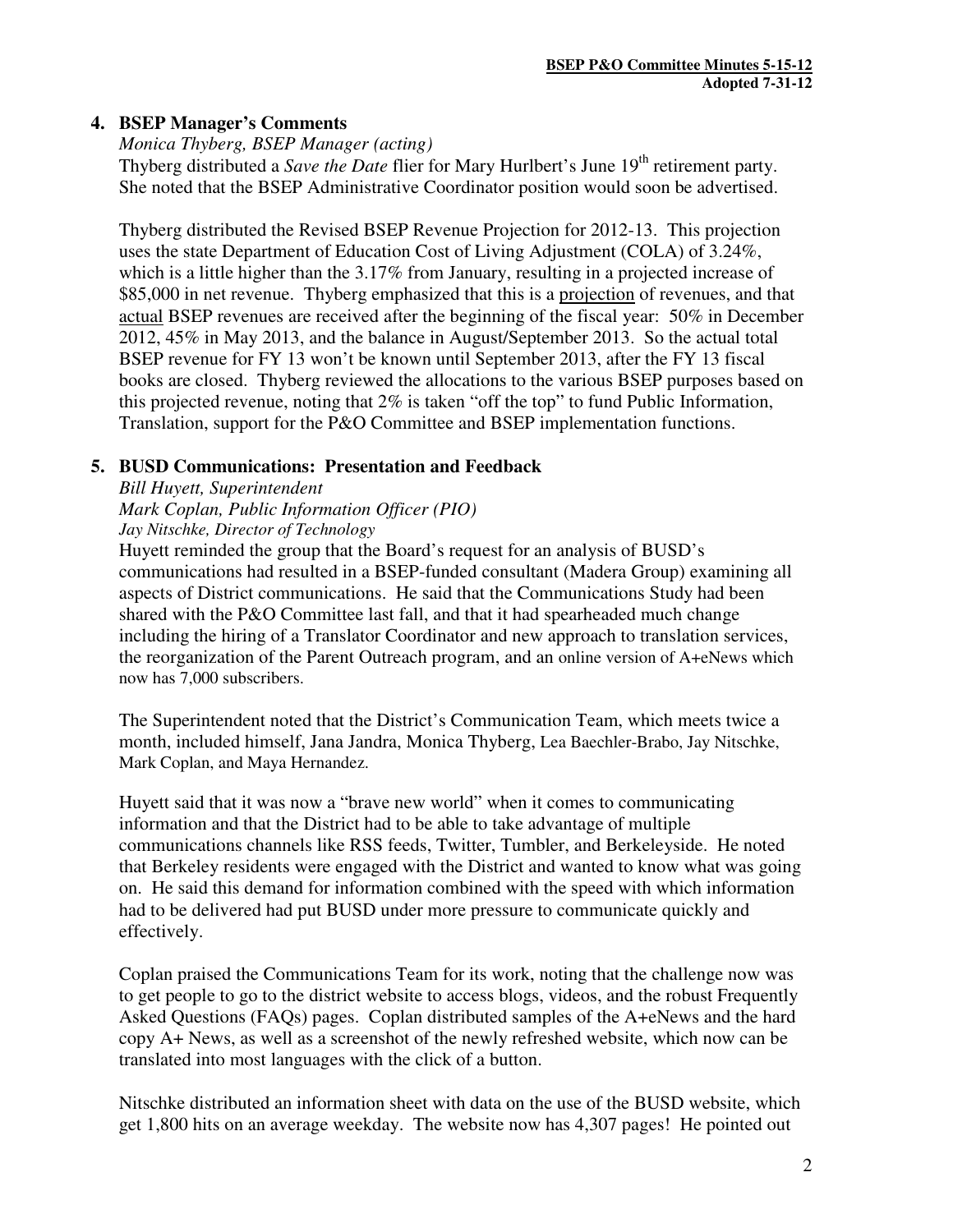## 4. BSEP Manager's Comments

*Monica Thyberg, BSEP Manager (acting)*

Thyberg distributed a *Save the Date* flier for Mary Hurlbert's June 19th retirement party. She noted that the BSEP Administrative Coordinator position would soon be advertised.

Thyberg distributed the Revised BSEP Revenue Projection for 2012-13. This projection uses the state Department of Education Cost of Living Adjustment (COLA) of 3.24%, which is a little higher than the 3.17% from January, resulting in a projected increase of $85,000 in net revenue. Thyberg emphasized that this is a <u>projection</u> of revenues, and that <u>actual</u> BSEP revenues are received after the beginning of the fiscal year: 50% in December 2012, 45% in May 2013, and the balance in August/September 2013. So the actual total BSEP revenue for FY 13 won't be known until September 2013, after the FY 13 fiscal books are closed. Thyberg reviewed the allocations to the various BSEP purposes based on this projected revenue, noting that 2% is taken "off the top" to fund Public Information, Translation, support for the P&O Committee and BSEP implementation functions.

## 5. BUSD Communications: Presentation and Feedback

*Bill Huyett, Superintendent*
*Mark Coplan, Public Information Officer (PIO)*
*Jay Nitschke, Director of Technology*

Huyett reminded the group that the Board's request for an analysis of BUSD's communications had resulted in a BSEP-funded consultant (Madera Group) examining all aspects of District communications. He said that the Communications Study had been shared with the P&O Committee last fall, and that it had spearheaded much change including the hiring of a Translator Coordinator and new approach to translation services, the reorganization of the Parent Outreach program, and an online version of A+eNews which now has 7,000 subscribers.

The Superintendent noted that the District's Communication Team, which meets twice a month, included himself, Jana Jandra, Monica Thyberg, Lea Baechler-Brabo, Jay Nitschke, Mark Coplan, and Maya Hernandez.

Huyett said that it was now a "brave new world" when it comes to communicating information and that the District had to be able to take advantage of multiple communications channels like RSS feeds, Twitter, Tumbler, and Berkeleyside. He noted that Berkeley residents were engaged with the District and wanted to know what was going on. He said this demand for information combined with the speed with which information had to be delivered had put BUSD under more pressure to communicate quickly and effectively.

Coplan praised the Communications Team for its work, noting that the challenge now was to get people to go to the district website to access blogs, videos, and the robust Frequently Asked Questions (FAQs) pages. Coplan distributed samples of the A+eNews and the hard copy A+ News, as well as a screenshot of the newly refreshed website, which now can be translated into most languages with the click of a button.

Nitschke distributed an information sheet with data on the use of the BUSD website, which get 1,800 hits on an average weekday. The website now has 4,307 pages! He pointed out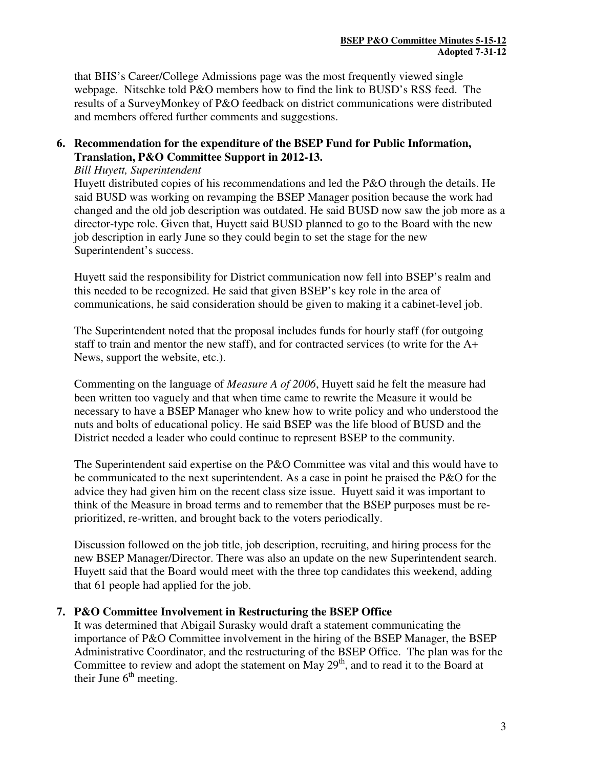that BHS's Career/College Admissions page was the most frequently viewed single webpage. Nitschke told P&O members how to find the link to BUSD's RSS feed. The results of a SurveyMonkey of P&O feedback on district communications were distributed and members offered further comments and suggestions.

**6. Recommendation for the expenditure of the BSEP Fund for Public Information, Translation, P&O Committee Support in 2012-13.**

*Bill Huyett, Superintendent*

Huyett distributed copies of his recommendations and led the P&O through the details. He said BUSD was working on revamping the BSEP Manager position because the work had changed and the old job description was outdated. He said BUSD now saw the job more as a director-type role. Given that, Huyett said BUSD planned to go to the Board with the new job description in early June so they could begin to set the stage for the new Superintendent's success.

Huyett said the responsibility for District communication now fell into BSEP's realm and this needed to be recognized. He said that given BSEP's key role in the area of communications, he said consideration should be given to making it a cabinet-level job.

The Superintendent noted that the proposal includes funds for hourly staff (for outgoing staff to train and mentor the new staff), and for contracted services (to write for the A+ News, support the website, etc.).

Commenting on the language of *Measure A of 2006*, Huyett said he felt the measure had been written too vaguely and that when time came to rewrite the Measure it would be necessary to have a BSEP Manager who knew how to write policy and who understood the nuts and bolts of educational policy. He said BSEP was the life blood of BUSD and the District needed a leader who could continue to represent BSEP to the community.

The Superintendent said expertise on the P&O Committee was vital and this would have to be communicated to the next superintendent. As a case in point he praised the P&O for the advice they had given him on the recent class size issue. Huyett said it was important to think of the Measure in broad terms and to remember that the BSEP purposes must be re-prioritized, re-written, and brought back to the voters periodically.

Discussion followed on the job title, job description, recruiting, and hiring process for the new BSEP Manager/Director. There was also an update on the new Superintendent search. Huyett said that the Board would meet with the three top candidates this weekend, adding that 61 people had applied for the job.

**7. P&O Committee Involvement in Restructuring the BSEP Office**

It was determined that Abigail Surasky would draft a statement communicating the importance of P&O Committee involvement in the hiring of the BSEP Manager, the BSEP Administrative Coordinator, and the restructuring of the BSEP Office. The plan was for the Committee to review and adopt the statement on May 29th, and to read it to the Board at their June 6th meeting.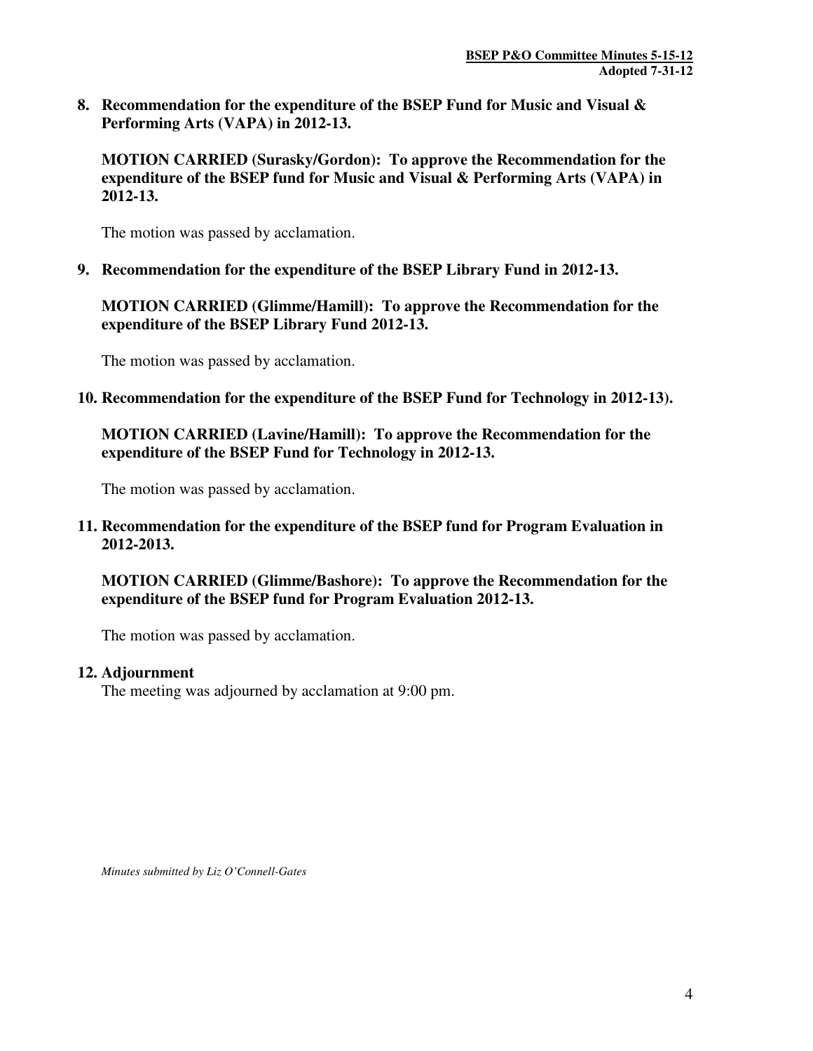**8. Recommendation for the expenditure of the BSEP Fund for Music and Visual & Performing Arts (VAPA) in 2012-13.**

**MOTION CARRIED (Surasky/Gordon): To approve the Recommendation for the expenditure of the BSEP fund for Music and Visual & Performing Arts (VAPA) in 2012-13.**

The motion was passed by acclamation.

**9. Recommendation for the expenditure of the BSEP Library Fund in 2012-13.**

**MOTION CARRIED (Glimme/Hamill): To approve the Recommendation for the expenditure of the BSEP Library Fund 2012-13.**

The motion was passed by acclamation.

**10. Recommendation for the expenditure of the BSEP Fund for Technology in 2012-13).**

**MOTION CARRIED (Lavine/Hamill): To approve the Recommendation for the expenditure of the BSEP Fund for Technology in 2012-13.**

The motion was passed by acclamation.

**11. Recommendation for the expenditure of the BSEP fund for Program Evaluation in 2012-2013.**

**MOTION CARRIED (Glimme/Bashore): To approve the Recommendation for the expenditure of the BSEP fund for Program Evaluation 2012-13.**

The motion was passed by acclamation.

**12. Adjournment**

The meeting was adjourned by acclamation at 9:00 pm.

*Minutes submitted by Liz O'Connell-Gates*